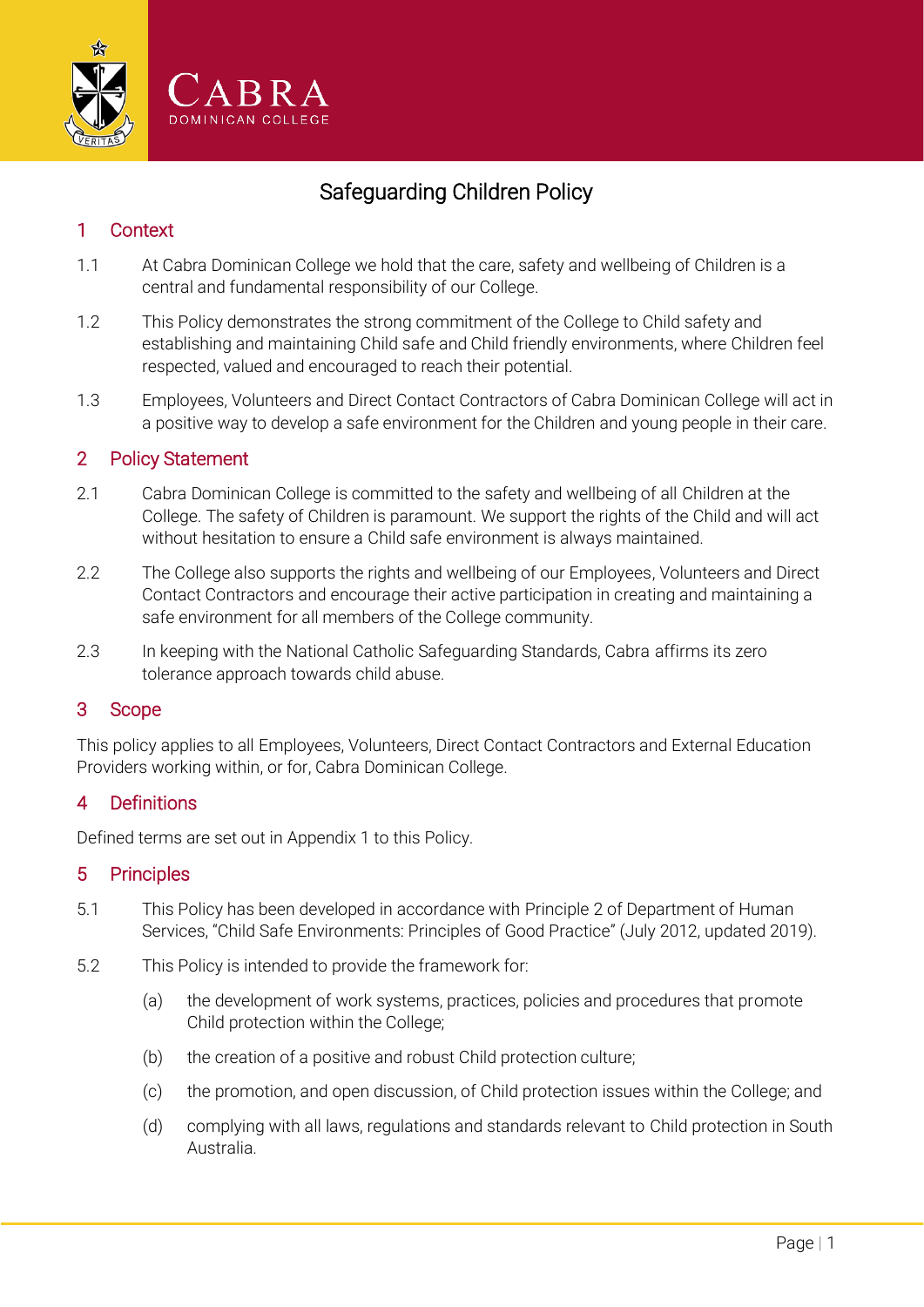CABRA
DOMINICAN COLLEGE

# Safeguarding Children Policy

## 1 Context

1.1 At Cabra Dominican College we hold that the care, safety and wellbeing of Children is a central and fundamental responsibility of our College.

1.2 This Policy demonstrates the strong commitment of the College to Child safety and establishing and maintaining Child safe and Child friendly environments, where Children feel respected, valued and encouraged to reach their potential.

1.3 Employees, Volunteers and Direct Contact Contractors of Cabra Dominican College will act in a positive way to develop a safe environment for the Children and young people in their care.

## 2 Policy Statement

2.1 Cabra Dominican College is committed to the safety and wellbeing of all Children at the College. The safety of Children is paramount. We support the rights of the Child and will act without hesitation to ensure a Child safe environment is always maintained.

2.2 The College also supports the rights and wellbeing of our Employees, Volunteers and Direct Contact Contractors and encourage their active participation in creating and maintaining a safe environment for all members of the College community.

2.3 In keeping with the National Catholic Safeguarding Standards, Cabra affirms its zero tolerance approach towards child abuse.

## 3 Scope

This policy applies to all Employees, Volunteers, Direct Contact Contractors and External Education Providers working within, or for, Cabra Dominican College.

## 4 Definitions

Defined terms are set out in Appendix 1 to this Policy.

## 5 Principles

5.1 This Policy has been developed in accordance with Principle 2 of Department of Human Services, "Child Safe Environments: Principles of Good Practice" (July 2012, updated 2019).

5.2 This Policy is intended to provide the framework for:

(a) the development of work systems, practices, policies and procedures that promote Child protection within the College;

(b) the creation of a positive and robust Child protection culture;

(c) the promotion, and open discussion, of Child protection issues within the College; and

(d) complying with all laws, regulations and standards relevant to Child protection in South Australia.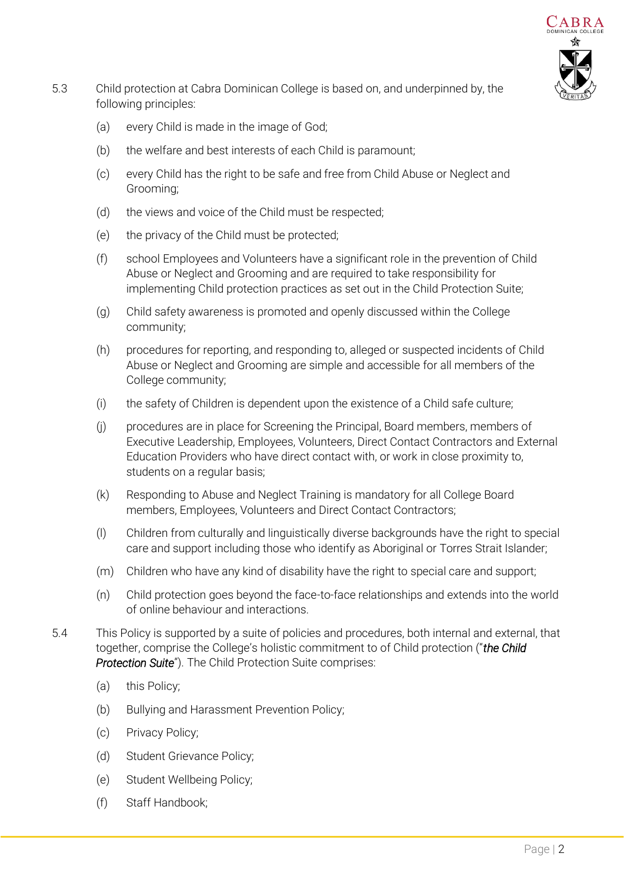5.3 Child protection at Cabra Dominican College is based on, and underpinned by, the following principles:

(a) every Child is made in the image of God;

(b) the welfare and best interests of each Child is paramount;

(c) every Child has the right to be safe and free from Child Abuse or Neglect and Grooming;

(d) the views and voice of the Child must be respected;

(e) the privacy of the Child must be protected;

(f) school Employees and Volunteers have a significant role in the prevention of Child Abuse or Neglect and Grooming and are required to take responsibility for implementing Child protection practices as set out in the Child Protection Suite;

(g) Child safety awareness is promoted and openly discussed within the College community;

(h) procedures for reporting, and responding to, alleged or suspected incidents of Child Abuse or Neglect and Grooming are simple and accessible for all members of the College community;

(i) the safety of Children is dependent upon the existence of a Child safe culture;

(j) procedures are in place for Screening the Principal, Board members, members of Executive Leadership, Employees, Volunteers, Direct Contact Contractors and External Education Providers who have direct contact with, or work in close proximity to, students on a regular basis;

(k) Responding to Abuse and Neglect Training is mandatory for all College Board members, Employees, Volunteers and Direct Contact Contractors;

(l) Children from culturally and linguistically diverse backgrounds have the right to special care and support including those who identify as Aboriginal or Torres Strait Islander;

(m) Children who have any kind of disability have the right to special care and support;

(n) Child protection goes beyond the face-to-face relationships and extends into the world of online behaviour and interactions.

5.4 This Policy is supported by a suite of policies and procedures, both internal and external, that together, comprise the College's holistic commitment to of Child protection ("***the Child Protection Suite***"). The Child Protection Suite comprises:

(a) this Policy;

(b) Bullying and Harassment Prevention Policy;

(c) Privacy Policy;

(d) Student Grievance Policy;

(e) Student Wellbeing Policy;

(f) Staff Handbook;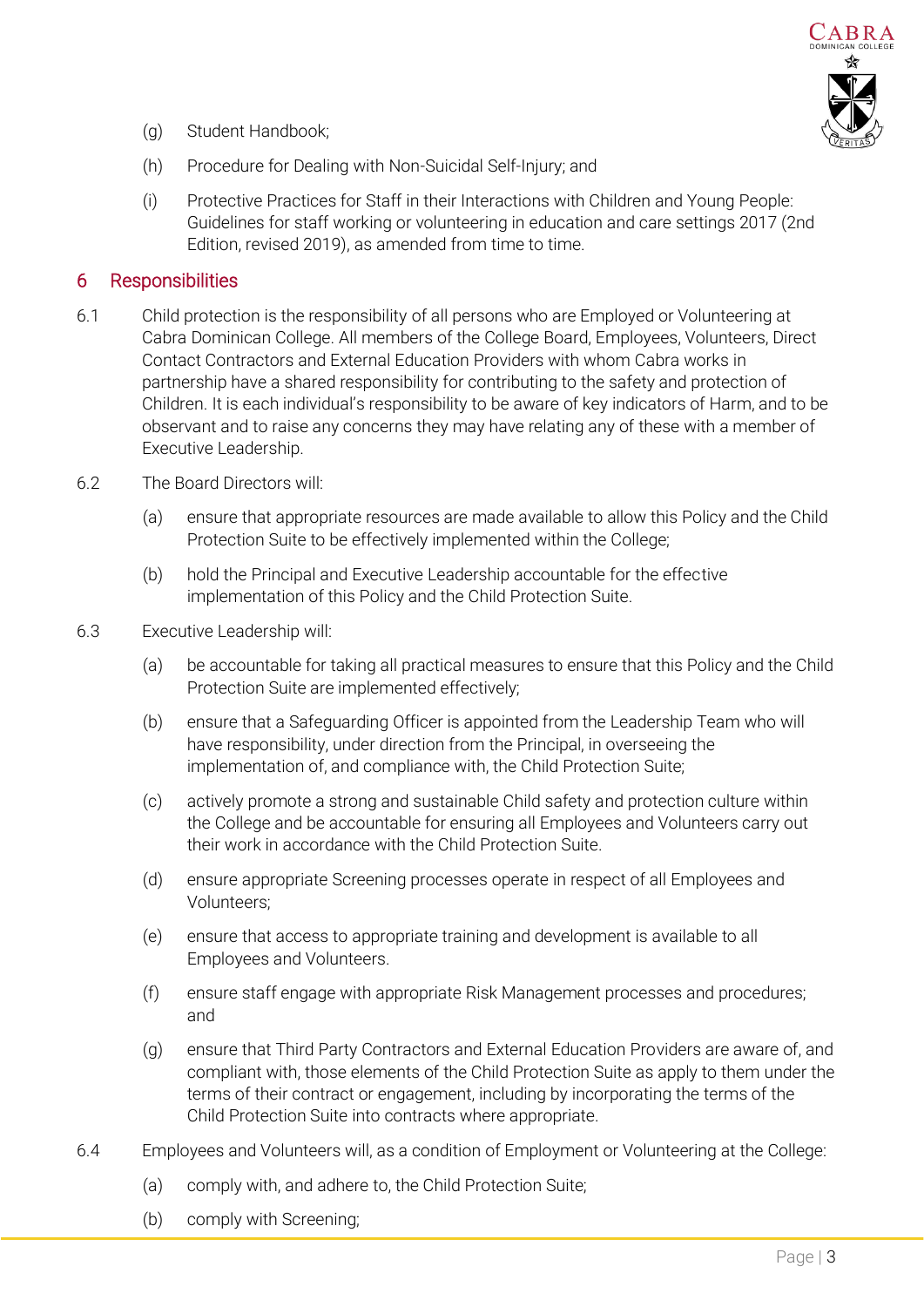(g) Student Handbook;

(h) Procedure for Dealing with Non-Suicidal Self-Injury; and

(i) Protective Practices for Staff in their Interactions with Children and Young People: Guidelines for staff working or volunteering in education and care settings 2017 (2nd Edition, revised 2019), as amended from time to time.

## 6 Responsibilities

6.1 Child protection is the responsibility of all persons who are Employed or Volunteering at Cabra Dominican College. All members of the College Board, Employees, Volunteers, Direct Contact Contractors and External Education Providers with whom Cabra works in partnership have a shared responsibility for contributing to the safety and protection of Children. It is each individual's responsibility to be aware of key indicators of Harm, and to be observant and to raise any concerns they may have relating any of these with a member of Executive Leadership.

6.2 The Board Directors will:

(a) ensure that appropriate resources are made available to allow this Policy and the Child Protection Suite to be effectively implemented within the College;

(b) hold the Principal and Executive Leadership accountable for the effective implementation of this Policy and the Child Protection Suite.

6.3 Executive Leadership will:

(a) be accountable for taking all practical measures to ensure that this Policy and the Child Protection Suite are implemented effectively;

(b) ensure that a Safeguarding Officer is appointed from the Leadership Team who will have responsibility, under direction from the Principal, in overseeing the implementation of, and compliance with, the Child Protection Suite;

(c) actively promote a strong and sustainable Child safety and protection culture within the College and be accountable for ensuring all Employees and Volunteers carry out their work in accordance with the Child Protection Suite.

(d) ensure appropriate Screening processes operate in respect of all Employees and Volunteers;

(e) ensure that access to appropriate training and development is available to all Employees and Volunteers.

(f) ensure staff engage with appropriate Risk Management processes and procedures; and

(g) ensure that Third Party Contractors and External Education Providers are aware of, and compliant with, those elements of the Child Protection Suite as apply to them under the terms of their contract or engagement, including by incorporating the terms of the Child Protection Suite into contracts where appropriate.

6.4 Employees and Volunteers will, as a condition of Employment or Volunteering at the College:

(a) comply with, and adhere to, the Child Protection Suite;

(b) comply with Screening;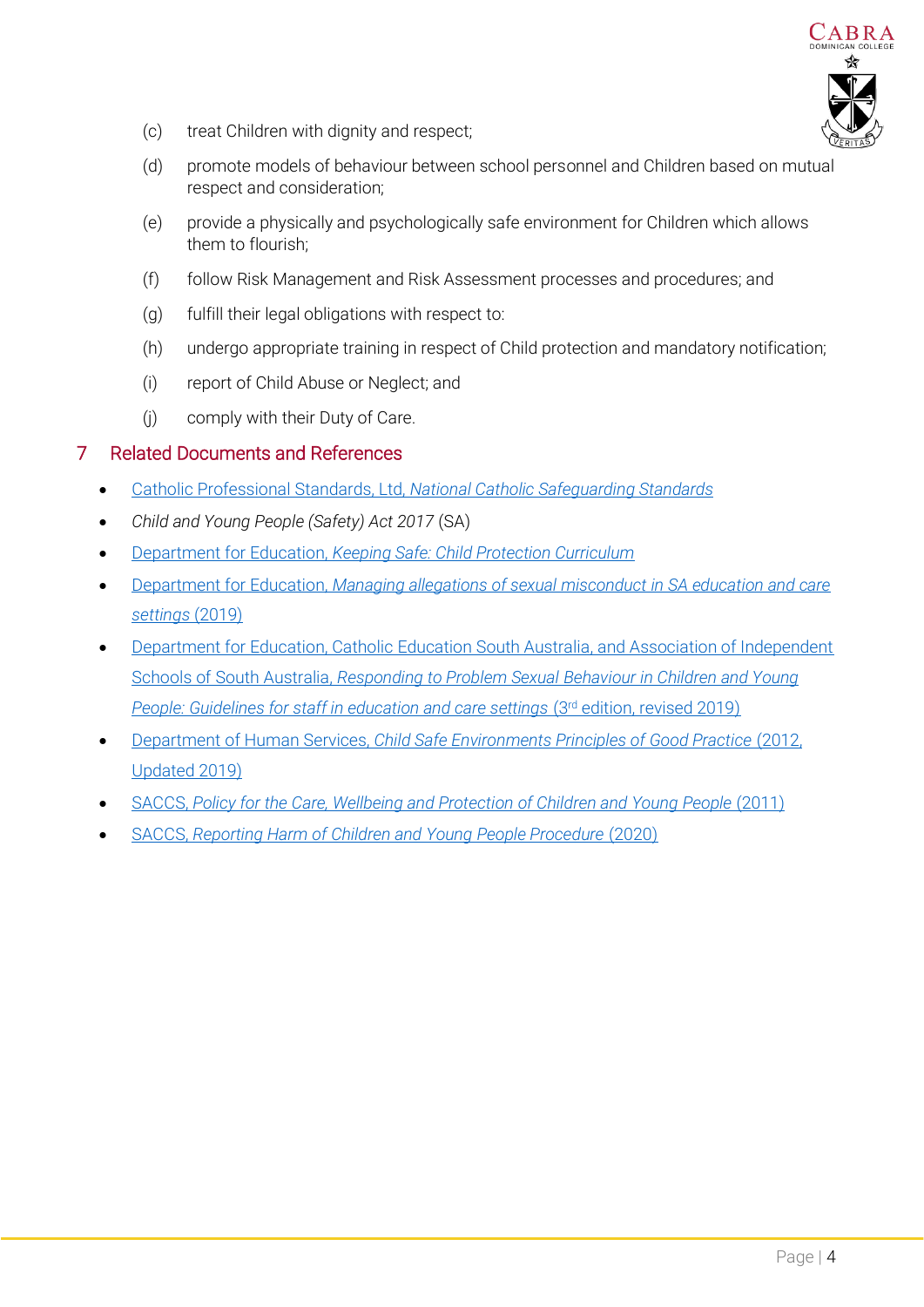(c) treat Children with dignity and respect;

(d) promote models of behaviour between school personnel and Children based on mutual respect and consideration;

(e) provide a physically and psychologically safe environment for Children which allows them to flourish;

(f) follow Risk Management and Risk Assessment processes and procedures; and

(g) fulfill their legal obligations with respect to:

(h) undergo appropriate training in respect of Child protection and mandatory notification;

(i) report of Child Abuse or Neglect; and

(j) comply with their Duty of Care.

## 7 Related Documents and References

- Catholic Professional Standards, Ltd, *National Catholic Safeguarding Standards*
- *Child and Young People (Safety) Act 2017* (SA)
- Department for Education, *Keeping Safe: Child Protection Curriculum*
- Department for Education, *Managing allegations of sexual misconduct in SA education and care settings* (2019)
- Department for Education, Catholic Education South Australia, and Association of Independent Schools of South Australia, *Responding to Problem Sexual Behaviour in Children and Young People: Guidelines for staff in education and care settings* (3rd edition, revised 2019)
- Department of Human Services, *Child Safe Environments Principles of Good Practice* (2012, Updated 2019)
- SACCS, *Policy for the Care, Wellbeing and Protection of Children and Young People* (2011)
- SACCS, *Reporting Harm of Children and Young People Procedure* (2020)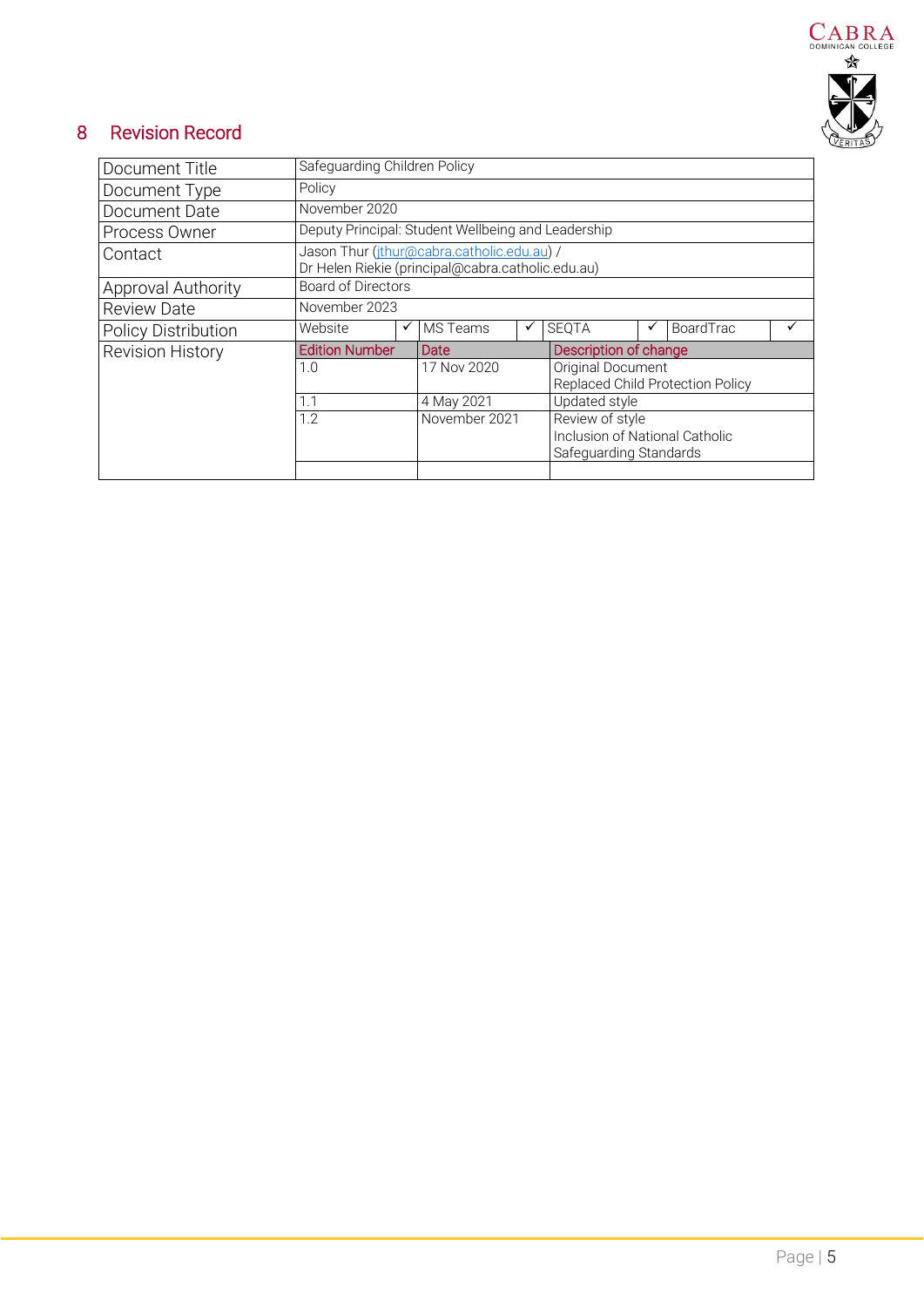## 8 Revision Record

| Document Title | Safeguarding Children Policy | | | | | | | |
|---|---|---|---|---|---|---|---|---|
| Document Type | Policy | | | | | | | |
| Document Date | November 2020 | | | | | | | |
| Process Owner | Deputy Principal: Student Wellbeing and Leadership | | | | | | | |
| Contact | Jason Thur (jthur@cabra.catholic.edu.au) / Dr Helen Riekie (principal@cabra.catholic.edu.au) | | | | | | | |
| Approval Authority | Board of Directors | | | | | | | |
| Review Date | November 2023 | | | | | | | |
| Policy Distribution | Website | ✓ | MS Teams | ✓ | SEQTA | ✓ | BoardTrac | ✓ |
| Revision History | Edition Number | | Date | | Description of change | | | |
| | 1.0 | | 17 Nov 2020 | | Original Document Replaced Child Protection Policy | | | |
| | 1.1 | | 4 May 2021 | | Updated style | | | |
| | 1.2 | | November 2021 | | Review of style Inclusion of National Catholic Safeguarding Standards | | | |
| | | | | | | | | |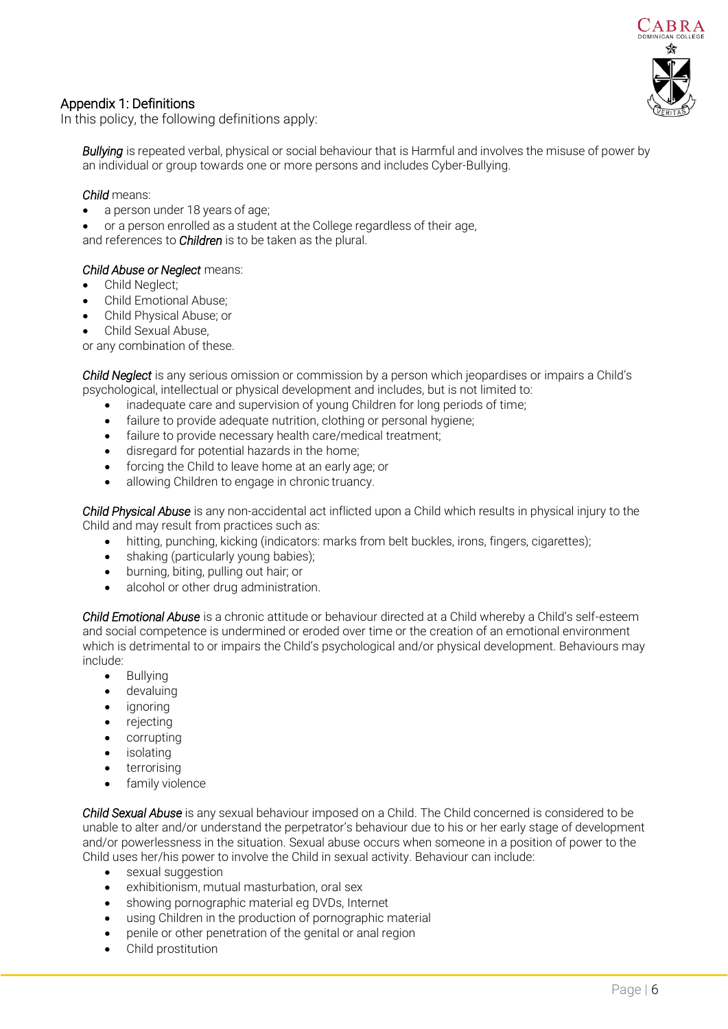## Appendix 1: Definitions

In this policy, the following definitions apply:

***Bullying*** is repeated verbal, physical or social behaviour that is Harmful and involves the misuse of power by an individual or group towards one or more persons and includes Cyber-Bullying.

*Child* means:

- a person under 18 years of age;
- or a person enrolled as a student at the College regardless of their age,

and references to ***Children*** is to be taken as the plural.

*Child Abuse or Neglect* means:

- Child Neglect;
- Child Emotional Abuse;
- Child Physical Abuse; or
- Child Sexual Abuse,

or any combination of these.

*Child Neglect* is any serious omission or commission by a person which jeopardises or impairs a Child's psychological, intellectual or physical development and includes, but is not limited to:

- inadequate care and supervision of young Children for long periods of time;
- failure to provide adequate nutrition, clothing or personal hygiene;
- failure to provide necessary health care/medical treatment;
- disregard for potential hazards in the home;
- forcing the Child to leave home at an early age; or
- allowing Children to engage in chronic truancy.

*Child Physical Abuse* is any non-accidental act inflicted upon a Child which results in physical injury to the Child and may result from practices such as:

- hitting, punching, kicking (indicators: marks from belt buckles, irons, fingers, cigarettes);
- shaking (particularly young babies);
- burning, biting, pulling out hair; or
- alcohol or other drug administration.

*Child Emotional Abuse* is a chronic attitude or behaviour directed at a Child whereby a Child's self-esteem and social competence is undermined or eroded over time or the creation of an emotional environment which is detrimental to or impairs the Child's psychological and/or physical development. Behaviours may include:

- Bullying
- devaluing
- ignoring
- rejecting
- corrupting
- isolating
- terrorising
- family violence

*Child Sexual Abuse* is any sexual behaviour imposed on a Child. The Child concerned is considered to be unable to alter and/or understand the perpetrator's behaviour due to his or her early stage of development and/or powerlessness in the situation. Sexual abuse occurs when someone in a position of power to the Child uses her/his power to involve the Child in sexual activity. Behaviour can include:

- sexual suggestion
- exhibitionism, mutual masturbation, oral sex
- showing pornographic material eg DVDs, Internet
- using Children in the production of pornographic material
- penile or other penetration of the genital or anal region
- Child prostitution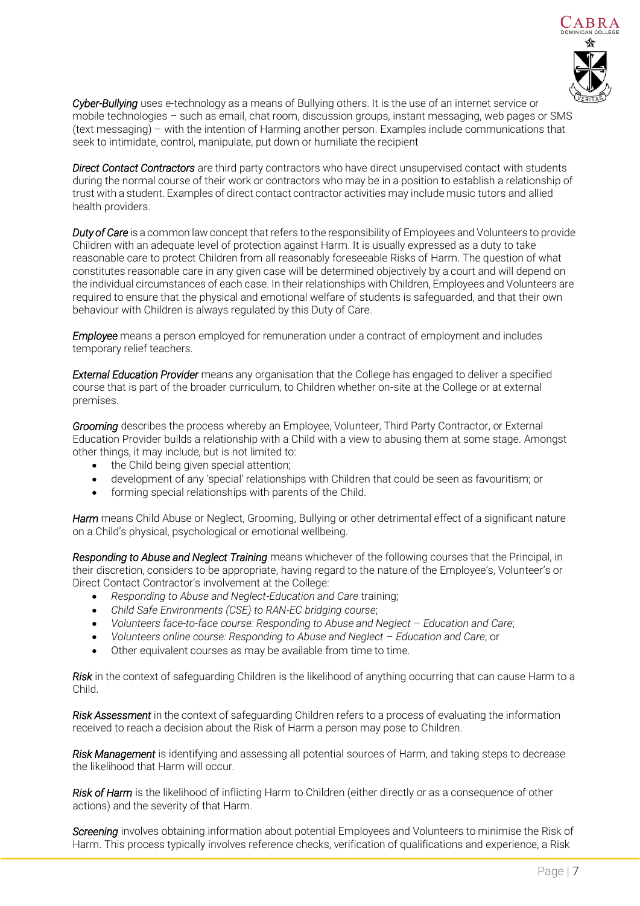***Cyber-Bullying*** uses e-technology as a means of Bullying others. It is the use of an internet service or mobile technologies – such as email, chat room, discussion groups, instant messaging, web pages or SMS (text messaging) – with the intention of Harming another person. Examples include communications that seek to intimidate, control, manipulate, put down or humiliate the recipient

***Direct Contact Contractors*** are third party contractors who have direct unsupervised contact with students during the normal course of their work or contractors who may be in a position to establish a relationship of trust with a student. Examples of direct contact contractor activities may include music tutors and allied health providers.

***Duty of Care*** is a common law concept that refers to the responsibility of Employees and Volunteers to provide Children with an adequate level of protection against Harm. It is usually expressed as a duty to take reasonable care to protect Children from all reasonably foreseeable Risks of Harm. The question of what constitutes reasonable care in any given case will be determined objectively by a court and will depend on the individual circumstances of each case. In their relationships with Children, Employees and Volunteers are required to ensure that the physical and emotional welfare of students is safeguarded, and that their own behaviour with Children is always regulated by this Duty of Care.

***Employee*** means a person employed for remuneration under a contract of employment and includes temporary relief teachers.

***External Education Provider*** means any organisation that the College has engaged to deliver a specified course that is part of the broader curriculum, to Children whether on-site at the College or at external premises.

***Grooming*** describes the process whereby an Employee, Volunteer, Third Party Contractor, or External Education Provider builds a relationship with a Child with a view to abusing them at some stage. Amongst other things, it may include, but is not limited to:

- the Child being given special attention;
- development of any 'special' relationships with Children that could be seen as favouritism; or
- forming special relationships with parents of the Child.

***Harm*** means Child Abuse or Neglect, Grooming, Bullying or other detrimental effect of a significant nature on a Child's physical, psychological or emotional wellbeing.

***Responding to Abuse and Neglect Training*** means whichever of the following courses that the Principal, in their discretion, considers to be appropriate, having regard to the nature of the Employee's, Volunteer's or Direct Contact Contractor's involvement at the College:

- *Responding to Abuse and Neglect-Education and Care* training;
- *Child Safe Environments (CSE) to RAN-EC bridging course*;
- *Volunteers face-to-face course: Responding to Abuse and Neglect – Education and Care*;
- *Volunteers online course: Responding to Abuse and Neglect – Education and Care*; or
- Other equivalent courses as may be available from time to time.

***Risk*** in the context of safeguarding Children is the likelihood of anything occurring that can cause Harm to a Child.

***Risk Assessment*** in the context of safeguarding Children refers to a process of evaluating the information received to reach a decision about the Risk of Harm a person may pose to Children.

***Risk Management*** is identifying and assessing all potential sources of Harm, and taking steps to decrease the likelihood that Harm will occur.

***Risk of Harm*** is the likelihood of inflicting Harm to Children (either directly or as a consequence of other actions) and the severity of that Harm.

***Screening*** involves obtaining information about potential Employees and Volunteers to minimise the Risk of Harm. This process typically involves reference checks, verification of qualifications and experience, a Risk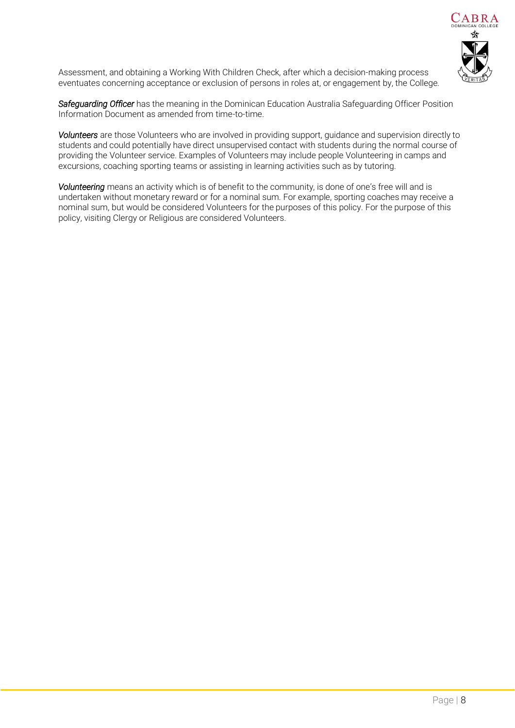Assessment, and obtaining a Working With Children Check, after which a decision-making process eventuates concerning acceptance or exclusion of persons in roles at, or engagement by, the College.

***Safeguarding Officer*** has the meaning in the Dominican Education Australia Safeguarding Officer Position Information Document as amended from time-to-time.

***Volunteers*** are those Volunteers who are involved in providing support, guidance and supervision directly to students and could potentially have direct unsupervised contact with students during the normal course of providing the Volunteer service. Examples of Volunteers may include people Volunteering in camps and excursions, coaching sporting teams or assisting in learning activities such as by tutoring.

***Volunteering*** means an activity which is of benefit to the community, is done of one's free will and is undertaken without monetary reward or for a nominal sum. For example, sporting coaches may receive a nominal sum, but would be considered Volunteers for the purposes of this policy. For the purpose of this policy, visiting Clergy or Religious are considered Volunteers.